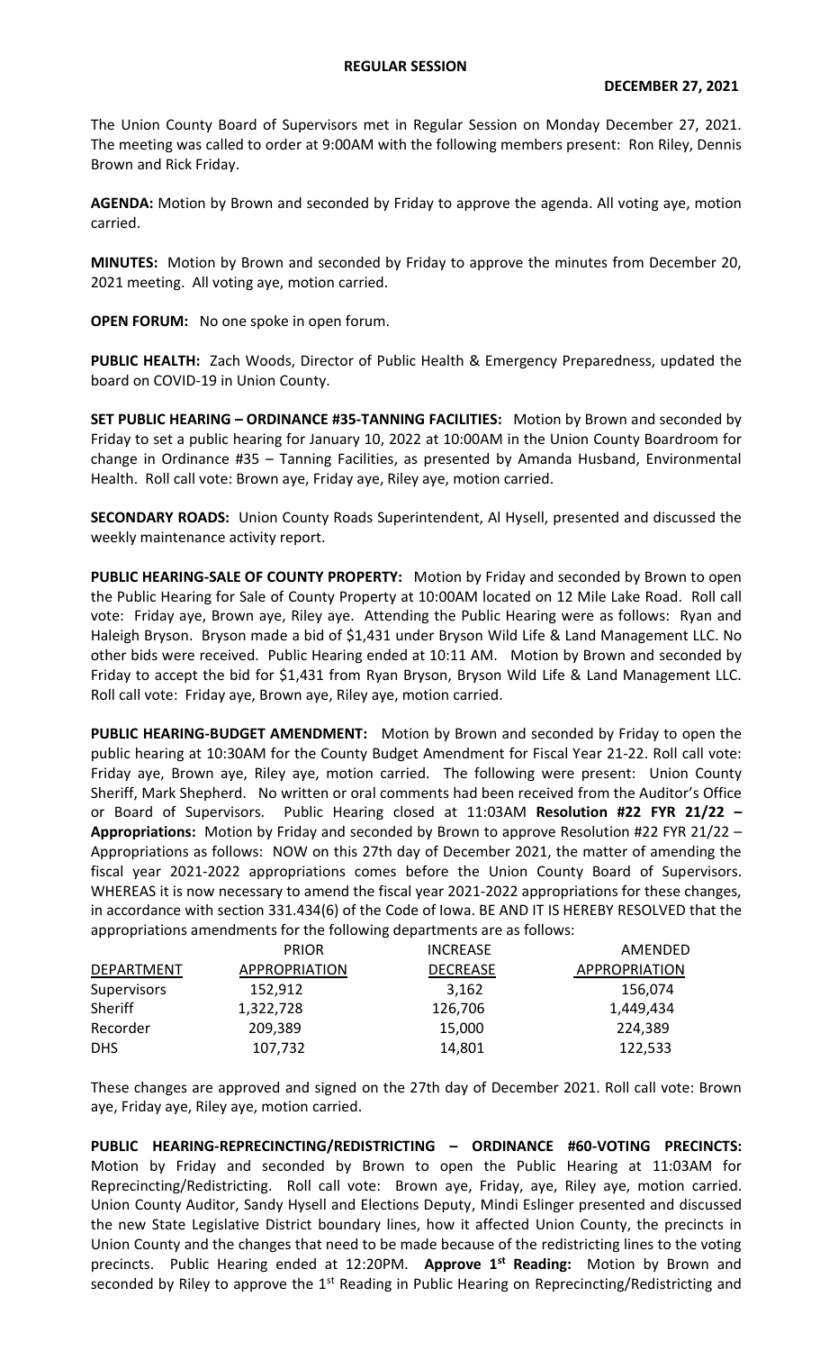**REGULAR SESSION**

**DECEMBER 27, 2021**

The Union County Board of Supervisors met in Regular Session on Monday December 27, 2021. The meeting was called to order at 9:00AM with the following members present: Ron Riley, Dennis Brown and Rick Friday.

**AGENDA:** Motion by Brown and seconded by Friday to approve the agenda. All voting aye, motion carried.

**MINUTES:** Motion by Brown and seconded by Friday to approve the minutes from December 20, 2021 meeting. All voting aye, motion carried.

**OPEN FORUM:** No one spoke in open forum.

**PUBLIC HEALTH:** Zach Woods, Director of Public Health & Emergency Preparedness, updated the board on COVID-19 in Union County.

**SET PUBLIC HEARING – ORDINANCE #35-TANNING FACILITIES:** Motion by Brown and seconded by Friday to set a public hearing for January 10, 2022 at 10:00AM in the Union County Boardroom for change in Ordinance #35 – Tanning Facilities, as presented by Amanda Husband, Environmental Health. Roll call vote: Brown aye, Friday aye, Riley aye, motion carried.

**SECONDARY ROADS:** Union County Roads Superintendent, Al Hysell, presented and discussed the weekly maintenance activity report.

**PUBLIC HEARING-SALE OF COUNTY PROPERTY:** Motion by Friday and seconded by Brown to open the Public Hearing for Sale of County Property at 10:00AM located on 12 Mile Lake Road. Roll call vote: Friday aye, Brown aye, Riley aye. Attending the Public Hearing were as follows: Ryan and Haleigh Bryson. Bryson made a bid of $1,431 under Bryson Wild Life & Land Management LLC. No other bids were received. Public Hearing ended at 10:11 AM. Motion by Brown and seconded by Friday to accept the bid for $1,431 from Ryan Bryson, Bryson Wild Life & Land Management LLC. Roll call vote: Friday aye, Brown aye, Riley aye, motion carried.

**PUBLIC HEARING-BUDGET AMENDMENT:** Motion by Brown and seconded by Friday to open the public hearing at 10:30AM for the County Budget Amendment for Fiscal Year 21-22. Roll call vote: Friday aye, Brown aye, Riley aye, motion carried. The following were present: Union County Sheriff, Mark Shepherd. No written or oral comments had been received from the Auditor's Office or Board of Supervisors. Public Hearing closed at 11:03AM **Resolution #22 FYR 21/22 – Appropriations:** Motion by Friday and seconded by Brown to approve Resolution #22 FYR 21/22 – Appropriations as follows: NOW on this 27th day of December 2021, the matter of amending the fiscal year 2021-2022 appropriations comes before the Union County Board of Supervisors. WHEREAS it is now necessary to amend the fiscal year 2021-2022 appropriations for these changes, in accordance with section 331.434(6) of the Code of Iowa. BE AND IT IS HEREBY RESOLVED that the appropriations amendments for the following departments are as follows:

| DEPARTMENT | PRIOR APPROPRIATION | INCREASE DECREASE | AMENDED APPROPRIATION |
|---|---|---|---|
| Supervisors | 152,912 | 3,162 | 156,074 |
| Sheriff | 1,322,728 | 126,706 | 1,449,434 |
| Recorder | 209,389 | 15,000 | 224,389 |
| DHS | 107,732 | 14,801 | 122,533 |

These changes are approved and signed on the 27th day of December 2021. Roll call vote: Brown aye, Friday aye, Riley aye, motion carried.

**PUBLIC HEARING-REPRECINCTING/REDISTRICTING – ORDINANCE #60-VOTING PRECINCTS:** Motion by Friday and seconded by Brown to open the Public Hearing at 11:03AM for Reprecincting/Redistricting. Roll call vote: Brown aye, Friday, aye, Riley aye, motion carried. Union County Auditor, Sandy Hysell and Elections Deputy, Mindi Eslinger presented and discussed the new State Legislative District boundary lines, how it affected Union County, the precincts in Union County and the changes that need to be made because of the redistricting lines to the voting precincts. Public Hearing ended at 12:20PM. **Approve 1st Reading:** Motion by Brown and seconded by Riley to approve the 1st Reading in Public Hearing on Reprecincting/Redistricting and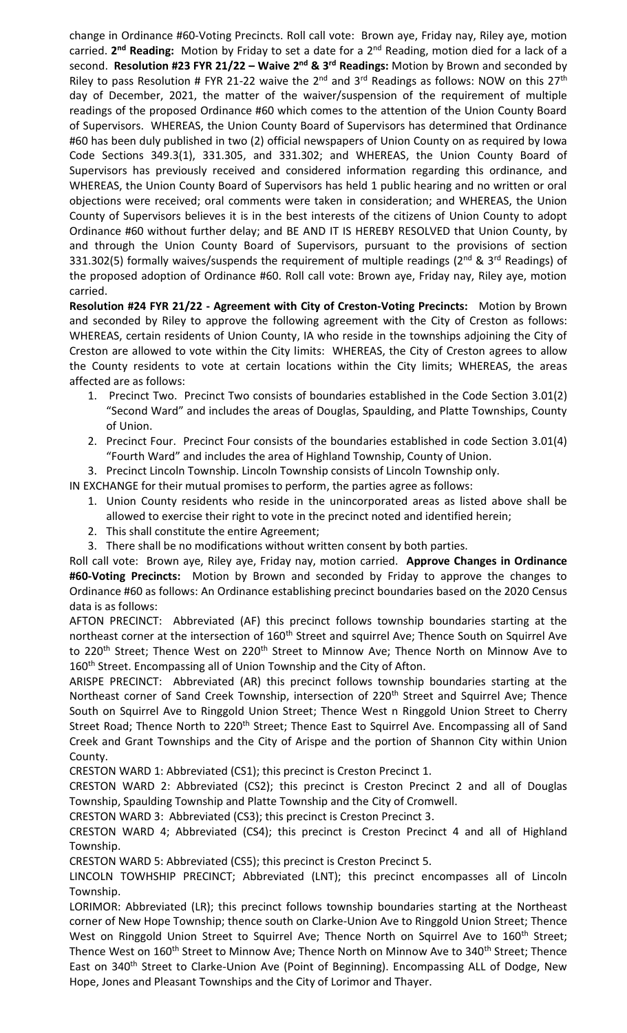change in Ordinance #60-Voting Precincts. Roll call vote: Brown aye, Friday nay, Riley aye, motion carried. **2nd Reading:** Motion by Friday to set a date for a 2nd Reading, motion died for a lack of a second. **Resolution #23 FYR 21/22 – Waive 2nd & 3rd Readings:** Motion by Brown and seconded by Riley to pass Resolution # FYR 21-22 waive the 2nd and 3rd Readings as follows: NOW on this 27th day of December, 2021, the matter of the waiver/suspension of the requirement of multiple readings of the proposed Ordinance #60 which comes to the attention of the Union County Board of Supervisors. WHEREAS, the Union County Board of Supervisors has determined that Ordinance #60 has been duly published in two (2) official newspapers of Union County on as required by Iowa Code Sections 349.3(1), 331.305, and 331.302; and WHEREAS, the Union County Board of Supervisors has previously received and considered information regarding this ordinance, and WHEREAS, the Union County Board of Supervisors has held 1 public hearing and no written or oral objections were received; oral comments were taken in consideration; and WHEREAS, the Union County of Supervisors believes it is in the best interests of the citizens of Union County to adopt Ordinance #60 without further delay; and BE AND IT IS HEREBY RESOLVED that Union County, by and through the Union County Board of Supervisors, pursuant to the provisions of section 331.302(5) formally waives/suspends the requirement of multiple readings (2nd & 3rd Readings) of the proposed adoption of Ordinance #60. Roll call vote: Brown aye, Friday nay, Riley aye, motion carried.

**Resolution #24 FYR 21/22 - Agreement with City of Creston-Voting Precincts:** Motion by Brown and seconded by Riley to approve the following agreement with the City of Creston as follows: WHEREAS, certain residents of Union County, IA who reside in the townships adjoining the City of Creston are allowed to vote within the City limits: WHEREAS, the City of Creston agrees to allow the County residents to vote at certain locations within the City limits; WHEREAS, the areas affected are as follows:

1. Precinct Two. Precinct Two consists of boundaries established in the Code Section 3.01(2) "Second Ward" and includes the areas of Douglas, Spaulding, and Platte Townships, County of Union.
2. Precinct Four. Precinct Four consists of the boundaries established in code Section 3.01(4) "Fourth Ward" and includes the area of Highland Township, County of Union.
3. Precinct Lincoln Township. Lincoln Township consists of Lincoln Township only.

IN EXCHANGE for their mutual promises to perform, the parties agree as follows:

1. Union County residents who reside in the unincorporated areas as listed above shall be allowed to exercise their right to vote in the precinct noted and identified herein;
2. This shall constitute the entire Agreement;
3. There shall be no modifications without written consent by both parties.

Roll call vote: Brown aye, Riley aye, Friday nay, motion carried. **Approve Changes in Ordinance #60-Voting Precincts:** Motion by Brown and seconded by Friday to approve the changes to Ordinance #60 as follows: An Ordinance establishing precinct boundaries based on the 2020 Census data is as follows:

AFTON PRECINCT: Abbreviated (AF) this precinct follows township boundaries starting at the northeast corner at the intersection of 160th Street and squirrel Ave; Thence South on Squirrel Ave to 220th Street; Thence West on 220th Street to Minnow Ave; Thence North on Minnow Ave to 160th Street. Encompassing all of Union Township and the City of Afton.

ARISPE PRECINCT: Abbreviated (AR) this precinct follows township boundaries starting at the Northeast corner of Sand Creek Township, intersection of 220th Street and Squirrel Ave; Thence South on Squirrel Ave to Ringgold Union Street; Thence West n Ringgold Union Street to Cherry Street Road; Thence North to 220th Street; Thence East to Squirrel Ave. Encompassing all of Sand Creek and Grant Townships and the City of Arispe and the portion of Shannon City within Union County.

CRESTON WARD 1: Abbreviated (CS1); this precinct is Creston Precinct 1.

CRESTON WARD 2: Abbreviated (CS2); this precinct is Creston Precinct 2 and all of Douglas Township, Spaulding Township and Platte Township and the City of Cromwell.

CRESTON WARD 3: Abbreviated (CS3); this precinct is Creston Precinct 3.

CRESTON WARD 4; Abbreviated (CS4); this precinct is Creston Precinct 4 and all of Highland Township.

CRESTON WARD 5: Abbreviated (CS5); this precinct is Creston Precinct 5.

LINCOLN TOWHSHIP PRECINCT; Abbreviated (LNT); this precinct encompasses all of Lincoln Township.

LORIMOR: Abbreviated (LR); this precinct follows township boundaries starting at the Northeast corner of New Hope Township; thence south on Clarke-Union Ave to Ringgold Union Street; Thence West on Ringgold Union Street to Squirrel Ave; Thence North on Squirrel Ave to 160th Street; Thence West on 160th Street to Minnow Ave; Thence North on Minnow Ave to 340th Street; Thence East on 340th Street to Clarke-Union Ave (Point of Beginning). Encompassing ALL of Dodge, New Hope, Jones and Pleasant Townships and the City of Lorimor and Thayer.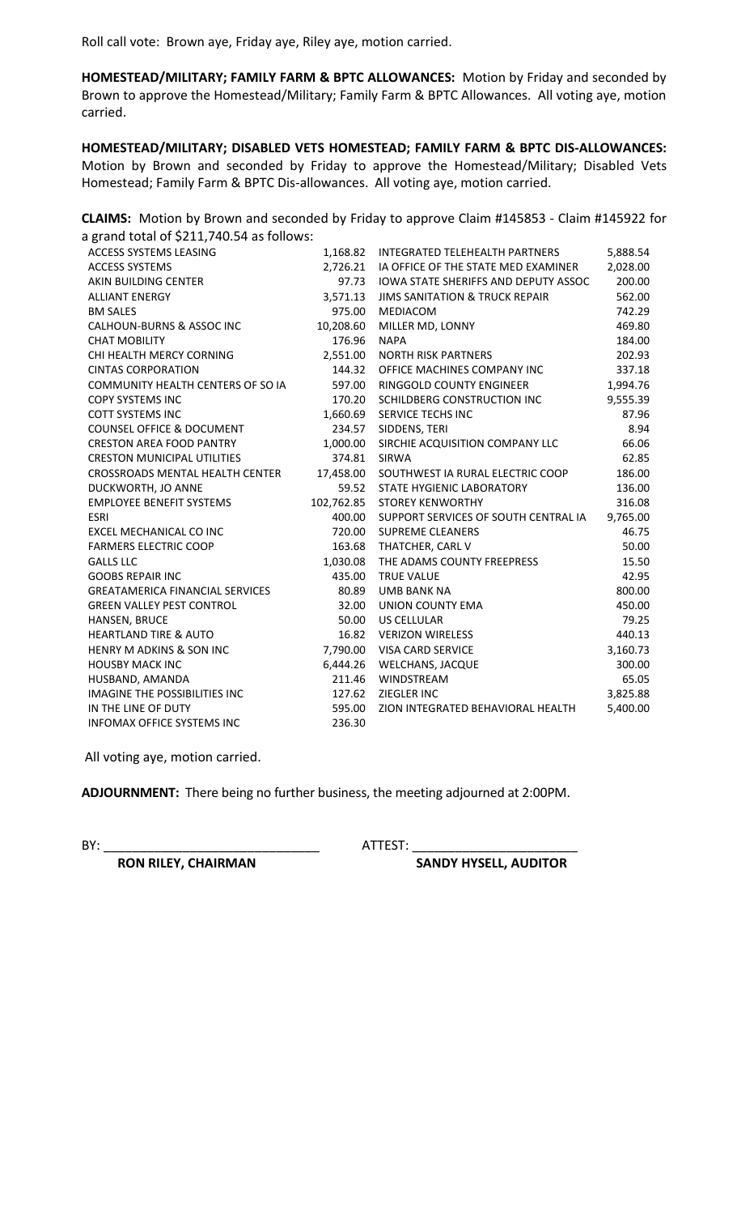Roll call vote: Brown aye, Friday aye, Riley aye, motion carried.

**HOMESTEAD/MILITARY; FAMILY FARM & BPTC ALLOWANCES:** Motion by Friday and seconded by Brown to approve the Homestead/Military; Family Farm & BPTC Allowances. All voting aye, motion carried.

**HOMESTEAD/MILITARY; DISABLED VETS HOMESTEAD; FAMILY FARM & BPTC DIS-ALLOWANCES:** Motion by Brown and seconded by Friday to approve the Homestead/Military; Disabled Vets Homestead; Family Farm & BPTC Dis-allowances. All voting aye, motion carried.

**CLAIMS:** Motion by Brown and seconded by Friday to approve Claim #145853 - Claim #145922 for a grand total of $211,740.54 as follows:

| | | | |
|---|---|---|---|
| ACCESS SYSTEMS LEASING | 1,168.82 | INTEGRATED TELEHEALTH PARTNERS | 5,888.54 |
| ACCESS SYSTEMS | 2,726.21 | IA OFFICE OF THE STATE MED EXAMINER | 2,028.00 |
| AKIN BUILDING CENTER | 97.73 | IOWA STATE SHERIFFS AND DEPUTY ASSOC | 200.00 |
| ALLIANT ENERGY | 3,571.13 | JIMS SANITATION & TRUCK REPAIR | 562.00 |
| BM SALES | 975.00 | MEDIACOM | 742.29 |
| CALHOUN-BURNS & ASSOC INC | 10,208.60 | MILLER MD, LONNY | 469.80 |
| CHAT MOBILITY | 176.96 | NAPA | 184.00 |
| CHI HEALTH MERCY CORNING | 2,551.00 | NORTH RISK PARTNERS | 202.93 |
| CINTAS CORPORATION | 144.32 | OFFICE MACHINES COMPANY INC | 337.18 |
| COMMUNITY HEALTH CENTERS OF SO IA | 597.00 | RINGGOLD COUNTY ENGINEER | 1,994.76 |
| COPY SYSTEMS INC | 170.20 | SCHILDBERG CONSTRUCTION INC | 9,555.39 |
| COTT SYSTEMS INC | 1,660.69 | SERVICE TECHS INC | 87.96 |
| COUNSEL OFFICE & DOCUMENT | 234.57 | SIDDENS, TERI | 8.94 |
| CRESTON AREA FOOD PANTRY | 1,000.00 | SIRCHIE ACQUISITION COMPANY LLC | 66.06 |
| CRESTON MUNICIPAL UTILITIES | 374.81 | SIRWA | 62.85 |
| CROSSROADS MENTAL HEALTH CENTER | 17,458.00 | SOUTHWEST IA RURAL ELECTRIC COOP | 186.00 |
| DUCKWORTH, JO ANNE | 59.52 | STATE HYGIENIC LABORATORY | 136.00 |
| EMPLOYEE BENEFIT SYSTEMS | 102,762.85 | STOREY KENWORTHY | 316.08 |
| ESRI | 400.00 | SUPPORT SERVICES OF SOUTH CENTRAL IA | 9,765.00 |
| EXCEL MECHANICAL CO INC | 720.00 | SUPREME CLEANERS | 46.75 |
| FARMERS ELECTRIC COOP | 163.68 | THATCHER, CARL V | 50.00 |
| GALLS LLC | 1,030.08 | THE ADAMS COUNTY FREEPRESS | 15.50 |
| GOOBS REPAIR INC | 435.00 | TRUE VALUE | 42.95 |
| GREATAMERICA FINANCIAL SERVICES | 80.89 | UMB BANK NA | 800.00 |
| GREEN VALLEY PEST CONTROL | 32.00 | UNION COUNTY EMA | 450.00 |
| HANSEN, BRUCE | 50.00 | US CELLULAR | 79.25 |
| HEARTLAND TIRE & AUTO | 16.82 | VERIZON WIRELESS | 440.13 |
| HENRY M ADKINS & SON INC | 7,790.00 | VISA CARD SERVICE | 3,160.73 |
| HOUSBY MACK INC | 6,444.26 | WELCHANS, JACQUE | 300.00 |
| HUSBAND, AMANDA | 211.46 | WINDSTREAM | 65.05 |
| IMAGINE THE POSSIBILITIES INC | 127.62 | ZIEGLER INC | 3,825.88 |
| IN THE LINE OF DUTY | 595.00 | ZION INTEGRATED BEHAVIORAL HEALTH | 5,400.00 |
| INFOMAX OFFICE SYSTEMS INC | 236.30 | | |

All voting aye, motion carried.

**ADJOURNMENT:** There being no further business, the meeting adjourned at 2:00PM.

BY: ______________________________ ATTEST: ______________________

**RON RILEY, CHAIRMAN** **SANDY HYSELL, AUDITOR**